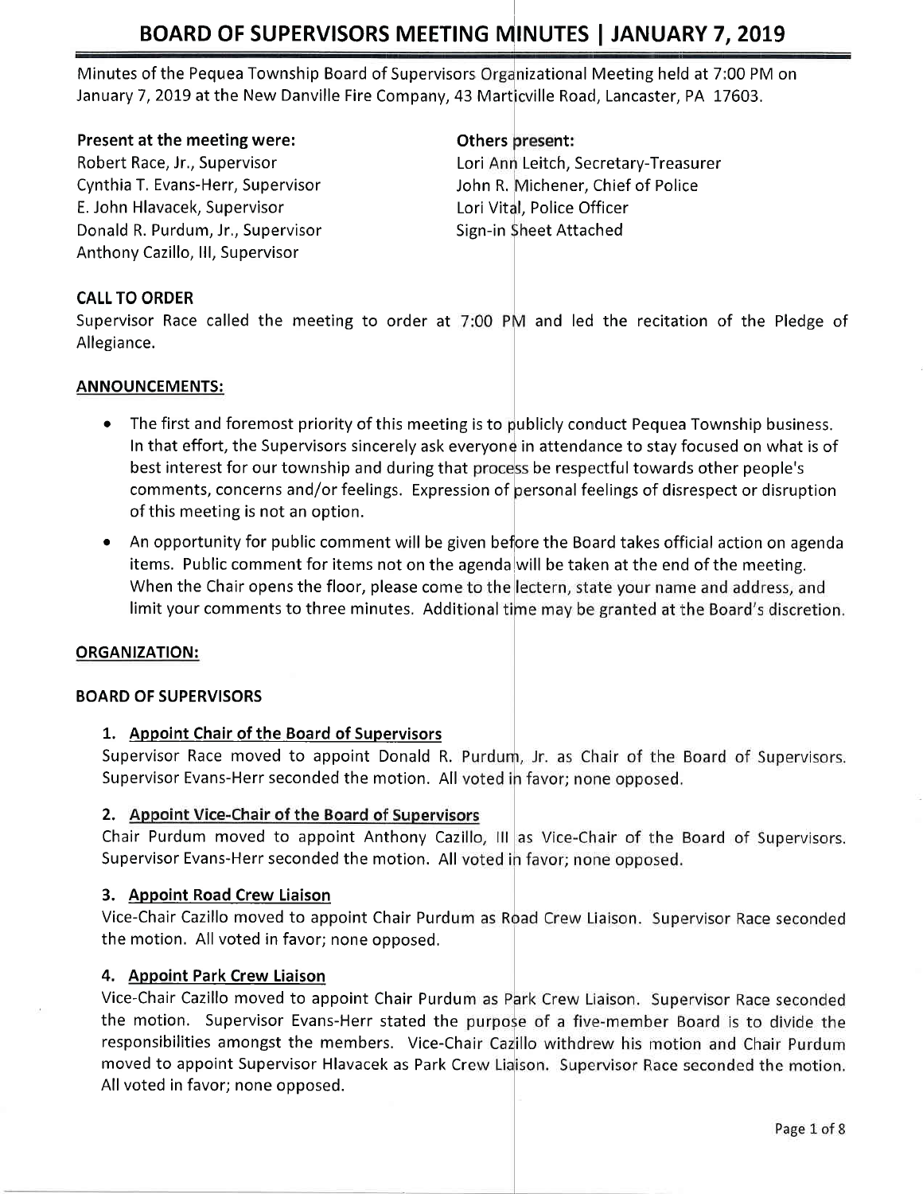# BOARD OF SUPERVISORS MEETING MINUTES | JANUARY 7, 2019

Minutes of the Pequea Township Board of Supervisors Organizational Meeting held at 7:00 PM on January 7, 2019 at the New Danville Fire Company, 43 Marticville Road, Lancaster, PA 17603.

**Present at the meeting were:**
Robert Race, Jr., Supervisor
Cynthia T. Evans-Herr, Supervisor
E. John Hlavacek, Supervisor
Donald R. Purdum, Jr., Supervisor
Anthony Cazillo, III, Supervisor

**Others present:**
Lori Ann Leitch, Secretary-Treasurer
John R. Michener, Chief of Police
Lori Vital, Police Officer
Sign-in Sheet Attached

## CALL TO ORDER

Supervisor Race called the meeting to order at 7:00 PM and led the recitation of the Pledge of Allegiance.

## ANNOUNCEMENTS:

- The first and foremost priority of this meeting is to publicly conduct Pequea Township business. In that effort, the Supervisors sincerely ask everyone in attendance to stay focused on what is of best interest for our township and during that process be respectful towards other people's comments, concerns and/or feelings. Expression of personal feelings of disrespect or disruption of this meeting is not an option.
- An opportunity for public comment will be given before the Board takes official action on agenda items. Public comment for items not on the agenda will be taken at the end of the meeting. When the Chair opens the floor, please come to the lectern, state your name and address, and limit your comments to three minutes. Additional time may be granted at the Board's discretion.

## ORGANIZATION:

### BOARD OF SUPERVISORS

1. **Appoint Chair of the Board of Supervisors**
   Supervisor Race moved to appoint Donald R. Purdum, Jr. as Chair of the Board of Supervisors. Supervisor Evans-Herr seconded the motion. All voted in favor; none opposed.

2. **Appoint Vice-Chair of the Board of Supervisors**
   Chair Purdum moved to appoint Anthony Cazillo, III as Vice-Chair of the Board of Supervisors. Supervisor Evans-Herr seconded the motion. All voted in favor; none opposed.

3. **Appoint Road Crew Liaison**
   Vice-Chair Cazillo moved to appoint Chair Purdum as Road Crew Liaison. Supervisor Race seconded the motion. All voted in favor; none opposed.

4. **Appoint Park Crew Liaison**
   Vice-Chair Cazillo moved to appoint Chair Purdum as Park Crew Liaison. Supervisor Race seconded the motion. Supervisor Evans-Herr stated the purpose of a five-member Board is to divide the responsibilities amongst the members. Vice-Chair Cazillo withdrew his motion and Chair Purdum moved to appoint Supervisor Hlavacek as Park Crew Liaison. Supervisor Race seconded the motion. All voted in favor; none opposed.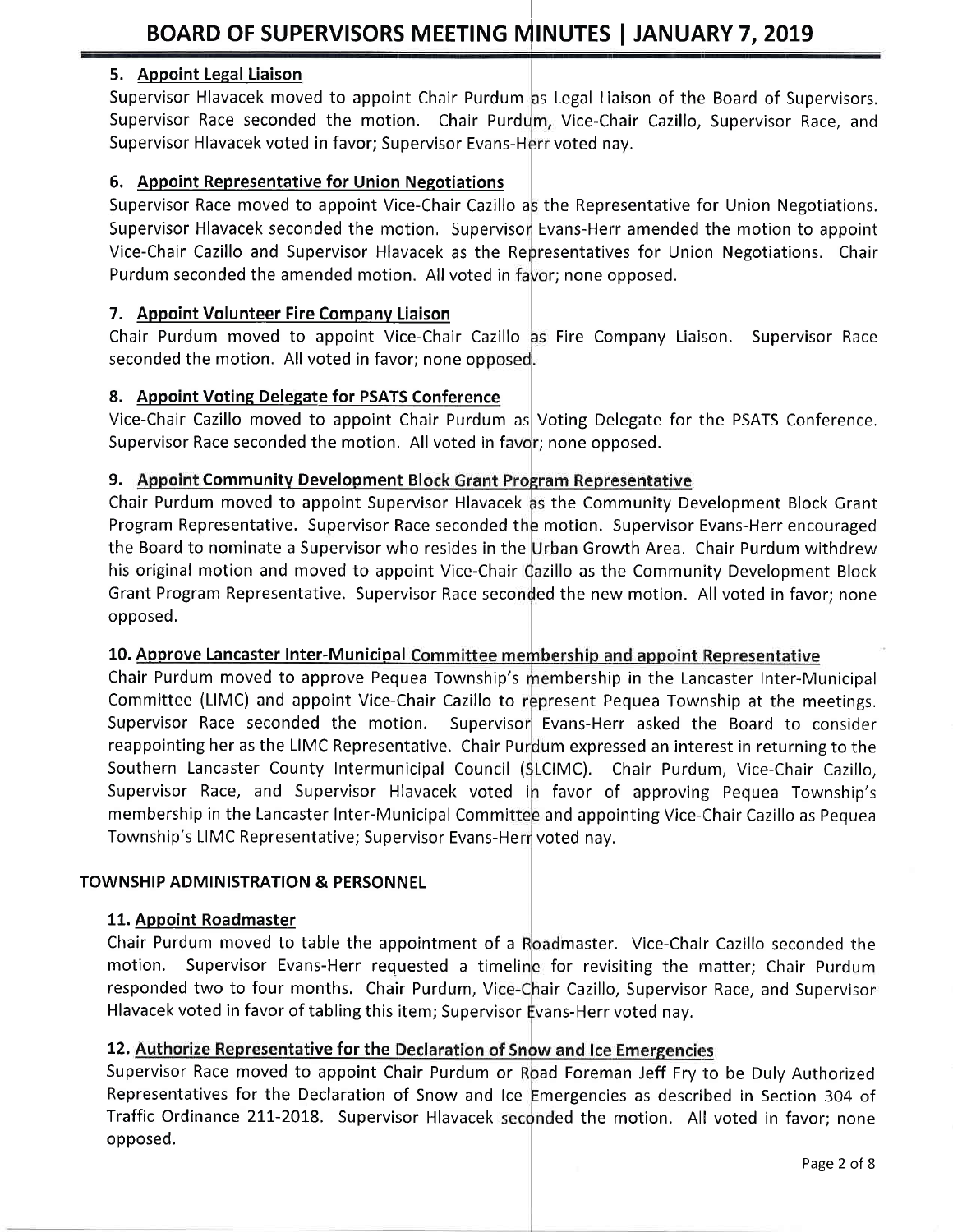### 5. Appoint Legal Liaison

Supervisor Hlavacek moved to appoint Chair Purdum as Legal Liaison of the Board of Supervisors. Supervisor Race seconded the motion. Chair Purdum, Vice-Chair Cazillo, Supervisor Race, and Supervisor Hlavacek voted in favor; Supervisor Evans-Herr voted nay.

### 6. Appoint Representative for Union Negotiations

Supervisor Race moved to appoint Vice-Chair Cazillo as the Representative for Union Negotiations. Supervisor Hlavacek seconded the motion. Supervisor Evans-Herr amended the motion to appoint Vice-Chair Cazillo and Supervisor Hlavacek as the Representatives for Union Negotiations. Chair Purdum seconded the amended motion. All voted in favor; none opposed.

### 7. Appoint Volunteer Fire Company Liaison

Chair Purdum moved to appoint Vice-Chair Cazillo as Fire Company Liaison. Supervisor Race seconded the motion. All voted in favor; none opposed.

### 8. Appoint Voting Delegate for PSATS Conference

Vice-Chair Cazillo moved to appoint Chair Purdum as Voting Delegate for the PSATS Conference. Supervisor Race seconded the motion. All voted in favor; none opposed.

### 9. Appoint Community Development Block Grant Program Representative

Chair Purdum moved to appoint Supervisor Hlavacek as the Community Development Block Grant Program Representative. Supervisor Race seconded the motion. Supervisor Evans-Herr encouraged the Board to nominate a Supervisor who resides in the Urban Growth Area. Chair Purdum withdrew his original motion and moved to appoint Vice-Chair Cazillo as the Community Development Block Grant Program Representative. Supervisor Race seconded the new motion. All voted in favor; none opposed.

### 10. Approve Lancaster Inter-Municipal Committee membership and appoint Representative

Chair Purdum moved to approve Pequea Township's membership in the Lancaster Inter-Municipal Committee (LIMC) and appoint Vice-Chair Cazillo to represent Pequea Township at the meetings. Supervisor Race seconded the motion. Supervisor Evans-Herr asked the Board to consider reappointing her as the LIMC Representative. Chair Purdum expressed an interest in returning to the Southern Lancaster County Intermunicipal Council (SLCIMC). Chair Purdum, Vice-Chair Cazillo, Supervisor Race, and Supervisor Hlavacek voted in favor of approving Pequea Township's membership in the Lancaster Inter-Municipal Committee and appointing Vice-Chair Cazillo as Pequea Township's LIMC Representative; Supervisor Evans-Herr voted nay.

## TOWNSHIP ADMINISTRATION & PERSONNEL

### 11. Appoint Roadmaster

Chair Purdum moved to table the appointment of a Roadmaster. Vice-Chair Cazillo seconded the motion. Supervisor Evans-Herr requested a timeline for revisiting the matter; Chair Purdum responded two to four months. Chair Purdum, Vice-Chair Cazillo, Supervisor Race, and Supervisor Hlavacek voted in favor of tabling this item; Supervisor Evans-Herr voted nay.

### 12. Authorize Representative for the Declaration of Snow and Ice Emergencies

Supervisor Race moved to appoint Chair Purdum or Road Foreman Jeff Fry to be Duly Authorized Representatives for the Declaration of Snow and Ice Emergencies as described in Section 304 of Traffic Ordinance 211-2018. Supervisor Hlavacek seconded the motion. All voted in favor; none opposed.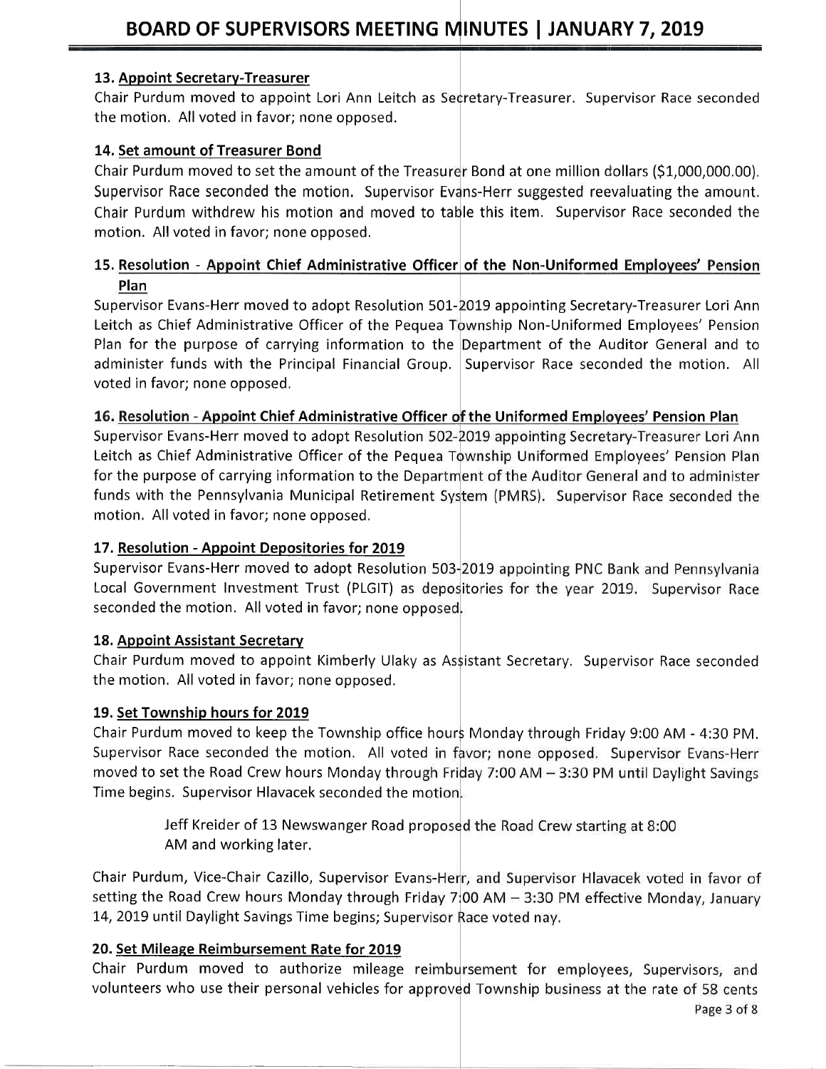### 13. Appoint Secretary-Treasurer

Chair Purdum moved to appoint Lori Ann Leitch as Secretary-Treasurer. Supervisor Race seconded the motion. All voted in favor; none opposed.

### 14. Set amount of Treasurer Bond

Chair Purdum moved to set the amount of the Treasurer Bond at one million dollars ($1,000,000.00). Supervisor Race seconded the motion. Supervisor Evans-Herr suggested reevaluating the amount. Chair Purdum withdrew his motion and moved to table this item. Supervisor Race seconded the motion. All voted in favor; none opposed.

### 15. Resolution - Appoint Chief Administrative Officer of the Non-Uniformed Employees' Pension Plan

Supervisor Evans-Herr moved to adopt Resolution 501-2019 appointing Secretary-Treasurer Lori Ann Leitch as Chief Administrative Officer of the Pequea Township Non-Uniformed Employees' Pension Plan for the purpose of carrying information to the Department of the Auditor General and to administer funds with the Principal Financial Group. Supervisor Race seconded the motion. All voted in favor; none opposed.

### 16. Resolution - Appoint Chief Administrative Officer of the Uniformed Employees' Pension Plan

Supervisor Evans-Herr moved to adopt Resolution 502-2019 appointing Secretary-Treasurer Lori Ann Leitch as Chief Administrative Officer of the Pequea Township Uniformed Employees' Pension Plan for the purpose of carrying information to the Department of the Auditor General and to administer funds with the Pennsylvania Municipal Retirement System (PMRS). Supervisor Race seconded the motion. All voted in favor; none opposed.

### 17. Resolution - Appoint Depositories for 2019

Supervisor Evans-Herr moved to adopt Resolution 503-2019 appointing PNC Bank and Pennsylvania Local Government Investment Trust (PLGIT) as depositories for the year 2019. Supervisor Race seconded the motion. All voted in favor; none opposed.

### 18. Appoint Assistant Secretary

Chair Purdum moved to appoint Kimberly Ulaky as Assistant Secretary. Supervisor Race seconded the motion. All voted in favor; none opposed.

### 19. Set Township hours for 2019

Chair Purdum moved to keep the Township office hours Monday through Friday 9:00 AM - 4:30 PM. Supervisor Race seconded the motion. All voted in favor; none opposed. Supervisor Evans-Herr moved to set the Road Crew hours Monday through Friday 7:00 AM – 3:30 PM until Daylight Savings Time begins. Supervisor Hlavacek seconded the motion.

> Jeff Kreider of 13 Newswanger Road proposed the Road Crew starting at 8:00 AM and working later.

Chair Purdum, Vice-Chair Cazillo, Supervisor Evans-Herr, and Supervisor Hlavacek voted in favor of setting the Road Crew hours Monday through Friday 7:00 AM – 3:30 PM effective Monday, January 14, 2019 until Daylight Savings Time begins; Supervisor Race voted nay.

### 20. Set Mileage Reimbursement Rate for 2019

Chair Purdum moved to authorize mileage reimbursement for employees, Supervisors, and volunteers who use their personal vehicles for approved Township business at the rate of 58 cents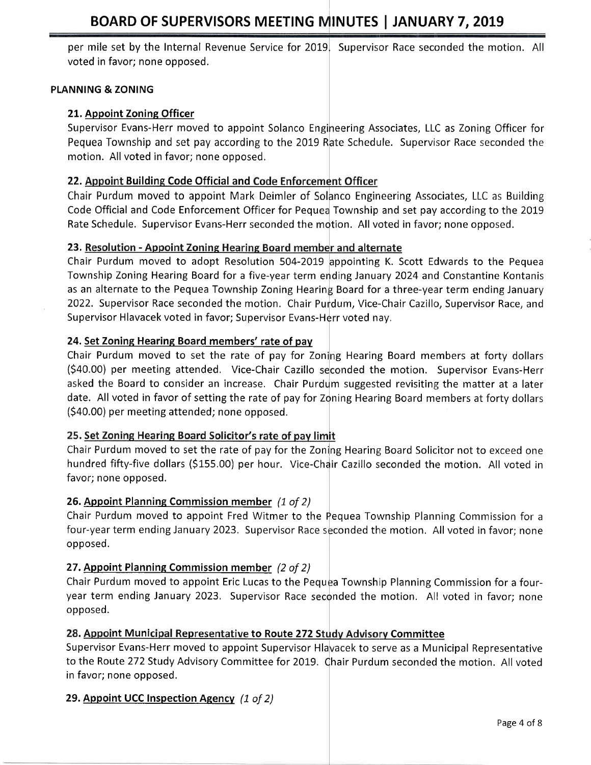per mile set by the Internal Revenue Service for 2019. Supervisor Race seconded the motion. All voted in favor; none opposed.

**PLANNING & ZONING**

**21. Appoint Zoning Officer**

Supervisor Evans-Herr moved to appoint Solanco Engineering Associates, LLC as Zoning Officer for Pequea Township and set pay according to the 2019 Rate Schedule. Supervisor Race seconded the motion. All voted in favor; none opposed.

**22. Appoint Building Code Official and Code Enforcement Officer**

Chair Purdum moved to appoint Mark Deimler of Solanco Engineering Associates, LLC as Building Code Official and Code Enforcement Officer for Pequea Township and set pay according to the 2019 Rate Schedule. Supervisor Evans-Herr seconded the motion. All voted in favor; none opposed.

**23. Resolution - Appoint Zoning Hearing Board member and alternate**

Chair Purdum moved to adopt Resolution 504-2019 appointing K. Scott Edwards to the Pequea Township Zoning Hearing Board for a five-year term ending January 2024 and Constantine Kontanis as an alternate to the Pequea Township Zoning Hearing Board for a three-year term ending January 2022. Supervisor Race seconded the motion. Chair Purdum, Vice-Chair Cazillo, Supervisor Race, and Supervisor Hlavacek voted in favor; Supervisor Evans-Herr voted nay.

**24. Set Zoning Hearing Board members' rate of pay**

Chair Purdum moved to set the rate of pay for Zoning Hearing Board members at forty dollars ($40.00) per meeting attended. Vice-Chair Cazillo seconded the motion. Supervisor Evans-Herr asked the Board to consider an increase. Chair Purdum suggested revisiting the matter at a later date. All voted in favor of setting the rate of pay for Zoning Hearing Board members at forty dollars ($40.00) per meeting attended; none opposed.

**25. Set Zoning Hearing Board Solicitor's rate of pay limit**

Chair Purdum moved to set the rate of pay for the Zoning Hearing Board Solicitor not to exceed one hundred fifty-five dollars ($155.00) per hour. Vice-Chair Cazillo seconded the motion. All voted in favor; none opposed.

**26. Appoint Planning Commission member** *(1 of 2)*

Chair Purdum moved to appoint Fred Witmer to the Pequea Township Planning Commission for a four-year term ending January 2023. Supervisor Race seconded the motion. All voted in favor; none opposed.

**27. Appoint Planning Commission member** *(2 of 2)*

Chair Purdum moved to appoint Eric Lucas to the Pequea Township Planning Commission for a four-year term ending January 2023. Supervisor Race seconded the motion. All voted in favor; none opposed.

**28. Appoint Municipal Representative to Route 272 Study Advisory Committee**

Supervisor Evans-Herr moved to appoint Supervisor Hlavacek to serve as a Municipal Representative to the Route 272 Study Advisory Committee for 2019. Chair Purdum seconded the motion. All voted in favor; none opposed.

**29. Appoint UCC Inspection Agency** *(1 of 2)*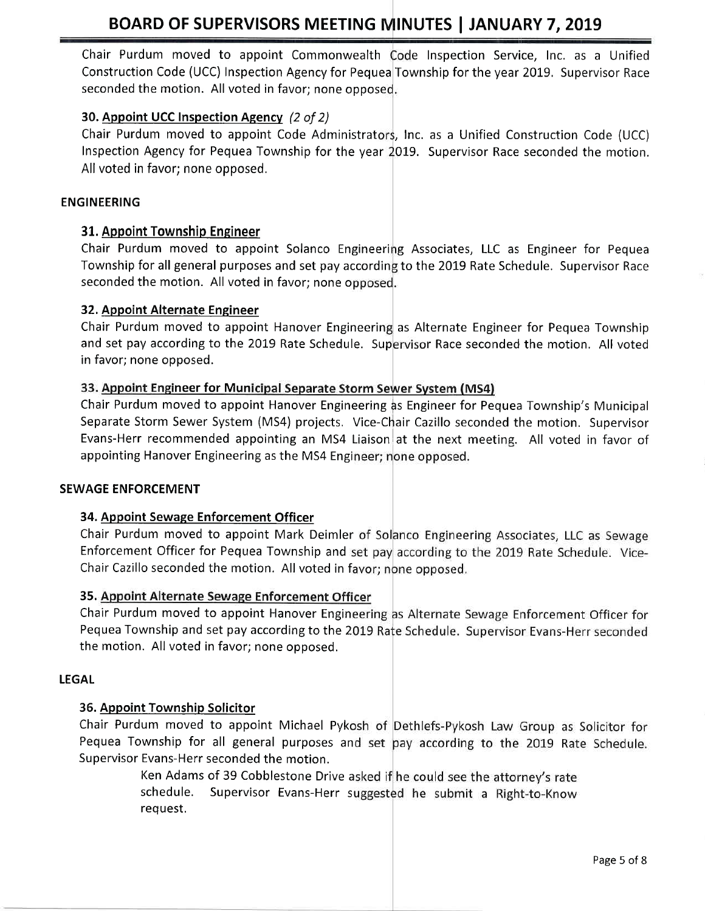Chair Purdum moved to appoint Commonwealth Code Inspection Service, Inc. as a Unified Construction Code (UCC) Inspection Agency for Pequea Township for the year 2019. Supervisor Race seconded the motion. All voted in favor; none opposed.

### 30. Appoint UCC Inspection Agency *(2 of 2)*

Chair Purdum moved to appoint Code Administrators, Inc. as a Unified Construction Code (UCC) Inspection Agency for Pequea Township for the year 2019. Supervisor Race seconded the motion. All voted in favor; none opposed.

## ENGINEERING

### 31. Appoint Township Engineer

Chair Purdum moved to appoint Solanco Engineering Associates, LLC as Engineer for Pequea Township for all general purposes and set pay according to the 2019 Rate Schedule. Supervisor Race seconded the motion. All voted in favor; none opposed.

### 32. Appoint Alternate Engineer

Chair Purdum moved to appoint Hanover Engineering as Alternate Engineer for Pequea Township and set pay according to the 2019 Rate Schedule. Supervisor Race seconded the motion. All voted in favor; none opposed.

### 33. Appoint Engineer for Municipal Separate Storm Sewer System (MS4)

Chair Purdum moved to appoint Hanover Engineering as Engineer for Pequea Township's Municipal Separate Storm Sewer System (MS4) projects. Vice-Chair Cazillo seconded the motion. Supervisor Evans-Herr recommended appointing an MS4 Liaison at the next meeting. All voted in favor of appointing Hanover Engineering as the MS4 Engineer; none opposed.

## SEWAGE ENFORCEMENT

### 34. Appoint Sewage Enforcement Officer

Chair Purdum moved to appoint Mark Deimler of Solanco Engineering Associates, LLC as Sewage Enforcement Officer for Pequea Township and set pay according to the 2019 Rate Schedule. Vice-Chair Cazillo seconded the motion. All voted in favor; none opposed.

### 35. Appoint Alternate Sewage Enforcement Officer

Chair Purdum moved to appoint Hanover Engineering as Alternate Sewage Enforcement Officer for Pequea Township and set pay according to the 2019 Rate Schedule. Supervisor Evans-Herr seconded the motion. All voted in favor; none opposed.

## LEGAL

### 36. Appoint Township Solicitor

Chair Purdum moved to appoint Michael Pykosh of Dethlefs-Pykosh Law Group as Solicitor for Pequea Township for all general purposes and set pay according to the 2019 Rate Schedule. Supervisor Evans-Herr seconded the motion.

> Ken Adams of 39 Cobblestone Drive asked if he could see the attorney's rate schedule. Supervisor Evans-Herr suggested he submit a Right-to-Know request.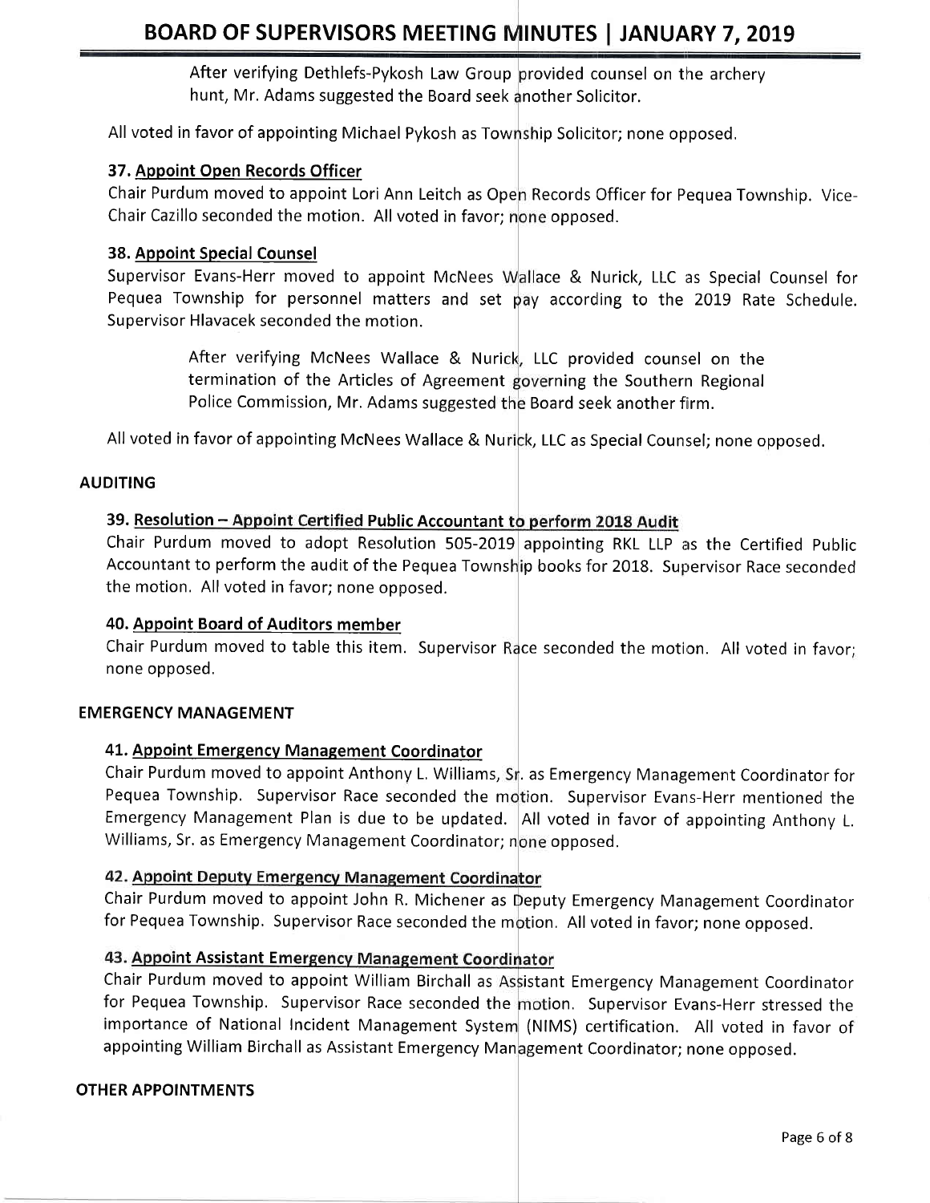After verifying Dethlefs-Pykosh Law Group provided counsel on the archery hunt, Mr. Adams suggested the Board seek another Solicitor.

All voted in favor of appointing Michael Pykosh as Township Solicitor; none opposed.

### 37. Appoint Open Records Officer

Chair Purdum moved to appoint Lori Ann Leitch as Open Records Officer for Pequea Township. Vice-Chair Cazillo seconded the motion. All voted in favor; none opposed.

### 38. Appoint Special Counsel

Supervisor Evans-Herr moved to appoint McNees Wallace & Nurick, LLC as Special Counsel for Pequea Township for personnel matters and set pay according to the 2019 Rate Schedule. Supervisor Hlavacek seconded the motion.

> After verifying McNees Wallace & Nurick, LLC provided counsel on the termination of the Articles of Agreement governing the Southern Regional Police Commission, Mr. Adams suggested the Board seek another firm.

All voted in favor of appointing McNees Wallace & Nurick, LLC as Special Counsel; none opposed.

## AUDITING

### 39. Resolution – Appoint Certified Public Accountant to perform 2018 Audit

Chair Purdum moved to adopt Resolution 505-2019 appointing RKL LLP as the Certified Public Accountant to perform the audit of the Pequea Township books for 2018. Supervisor Race seconded the motion. All voted in favor; none opposed.

### 40. Appoint Board of Auditors member

Chair Purdum moved to table this item. Supervisor Race seconded the motion. All voted in favor; none opposed.

## EMERGENCY MANAGEMENT

### 41. Appoint Emergency Management Coordinator

Chair Purdum moved to appoint Anthony L. Williams, Sr. as Emergency Management Coordinator for Pequea Township. Supervisor Race seconded the motion. Supervisor Evans-Herr mentioned the Emergency Management Plan is due to be updated. All voted in favor of appointing Anthony L. Williams, Sr. as Emergency Management Coordinator; none opposed.

### 42. Appoint Deputy Emergency Management Coordinator

Chair Purdum moved to appoint John R. Michener as Deputy Emergency Management Coordinator for Pequea Township. Supervisor Race seconded the motion. All voted in favor; none opposed.

### 43. Appoint Assistant Emergency Management Coordinator

Chair Purdum moved to appoint William Birchall as Assistant Emergency Management Coordinator for Pequea Township. Supervisor Race seconded the motion. Supervisor Evans-Herr stressed the importance of National Incident Management System (NIMS) certification. All voted in favor of appointing William Birchall as Assistant Emergency Management Coordinator; none opposed.

## OTHER APPOINTMENTS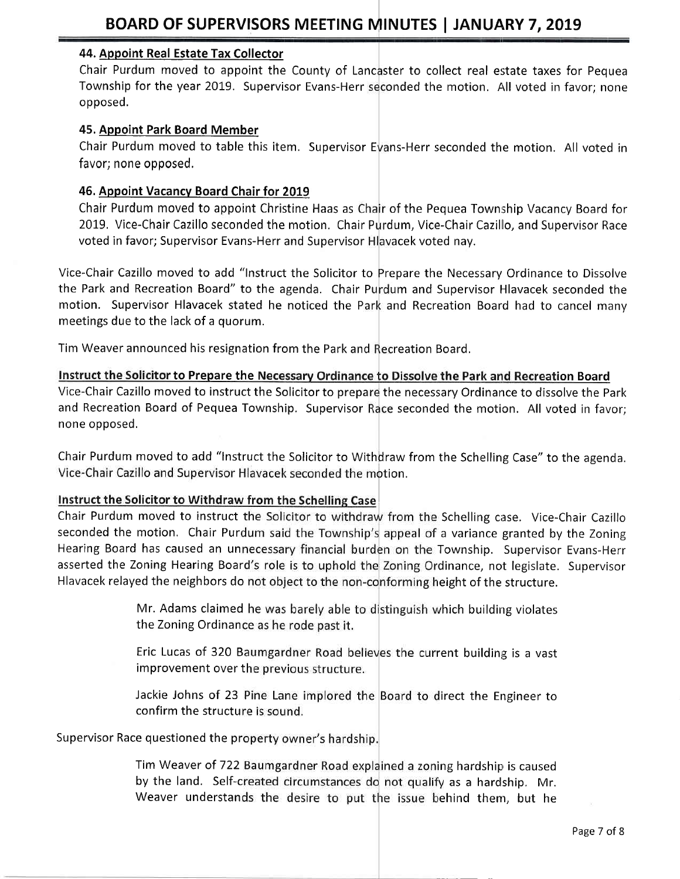### 44. Appoint Real Estate Tax Collector

Chair Purdum moved to appoint the County of Lancaster to collect real estate taxes for Pequea Township for the year 2019. Supervisor Evans-Herr seconded the motion. All voted in favor; none opposed.

### 45. Appoint Park Board Member

Chair Purdum moved to table this item. Supervisor Evans-Herr seconded the motion. All voted in favor; none opposed.

### 46. Appoint Vacancy Board Chair for 2019

Chair Purdum moved to appoint Christine Haas as Chair of the Pequea Township Vacancy Board for 2019. Vice-Chair Cazillo seconded the motion. Chair Purdum, Vice-Chair Cazillo, and Supervisor Race voted in favor; Supervisor Evans-Herr and Supervisor Hlavacek voted nay.

Vice-Chair Cazillo moved to add "Instruct the Solicitor to Prepare the Necessary Ordinance to Dissolve the Park and Recreation Board" to the agenda. Chair Purdum and Supervisor Hlavacek seconded the motion. Supervisor Hlavacek stated he noticed the Park and Recreation Board had to cancel many meetings due to the lack of a quorum.

Tim Weaver announced his resignation from the Park and Recreation Board.

**Instruct the Solicitor to Prepare the Necessary Ordinance to Dissolve the Park and Recreation Board**

Vice-Chair Cazillo moved to instruct the Solicitor to prepare the necessary Ordinance to dissolve the Park and Recreation Board of Pequea Township. Supervisor Race seconded the motion. All voted in favor; none opposed.

Chair Purdum moved to add "Instruct the Solicitor to Withdraw from the Schelling Case" to the agenda. Vice-Chair Cazillo and Supervisor Hlavacek seconded the motion.

**Instruct the Solicitor to Withdraw from the Schelling Case**

Chair Purdum moved to instruct the Solicitor to withdraw from the Schelling case. Vice-Chair Cazillo seconded the motion. Chair Purdum said the Township's appeal of a variance granted by the Zoning Hearing Board has caused an unnecessary financial burden on the Township. Supervisor Evans-Herr asserted the Zoning Hearing Board's role is to uphold the Zoning Ordinance, not legislate. Supervisor Hlavacek relayed the neighbors do not object to the non-conforming height of the structure.

> Mr. Adams claimed he was barely able to distinguish which building violates the Zoning Ordinance as he rode past it.
>
> Eric Lucas of 320 Baumgardner Road believes the current building is a vast improvement over the previous structure.
>
> Jackie Johns of 23 Pine Lane implored the Board to direct the Engineer to confirm the structure is sound.

Supervisor Race questioned the property owner's hardship.

> Tim Weaver of 722 Baumgardner Road explained a zoning hardship is caused by the land. Self-created circumstances do not qualify as a hardship. Mr. Weaver understands the desire to put the issue behind them, but he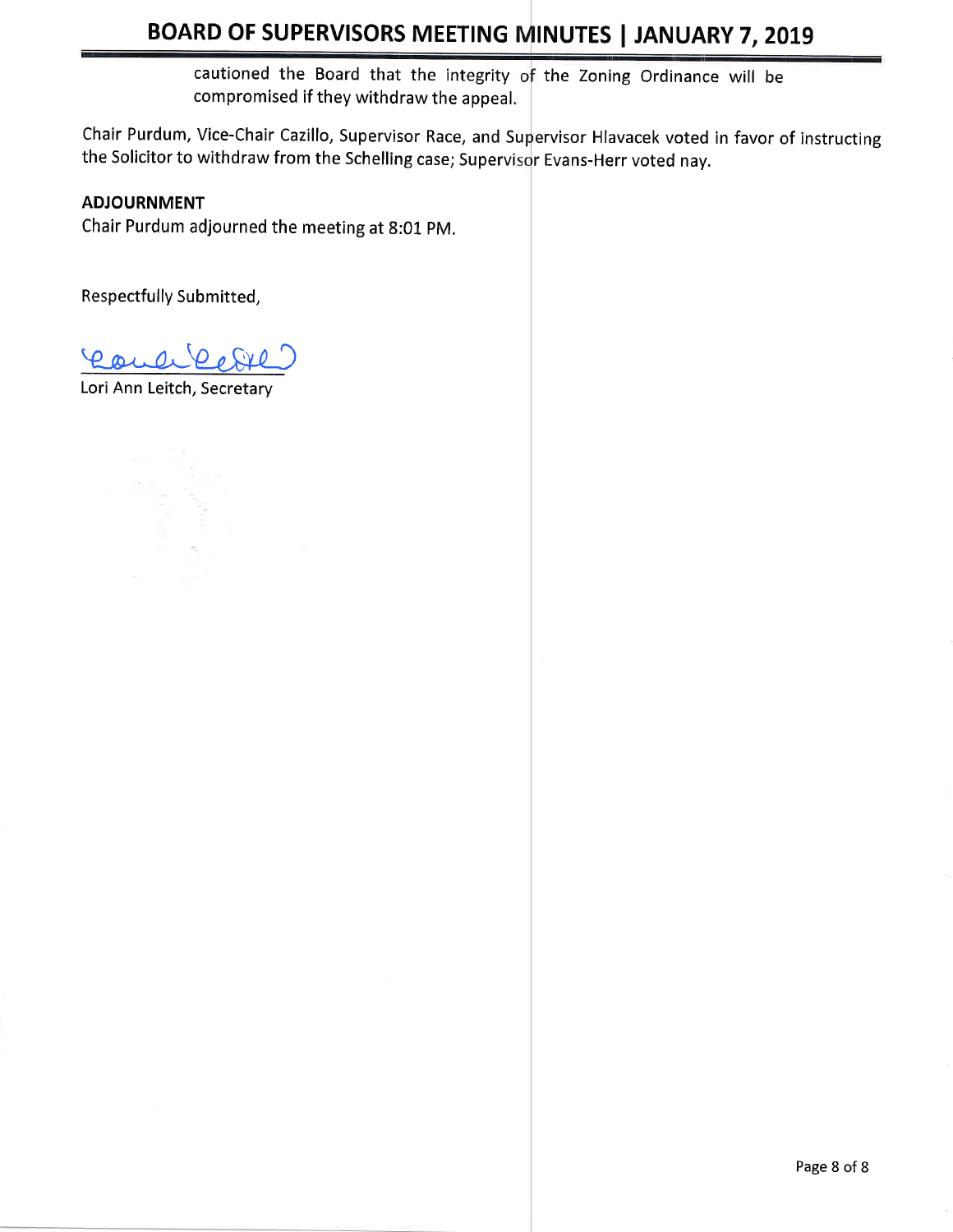cautioned the Board that the integrity of the Zoning Ordinance will be compromised if they withdraw the appeal.

Chair Purdum, Vice-Chair Cazillo, Supervisor Race, and Supervisor Hlavacek voted in favor of instructing the Solicitor to withdraw from the Schelling case; Supervisor Evans-Herr voted nay.

**ADJOURNMENT**

Chair Purdum adjourned the meeting at 8:01 PM.

Respectfully Submitted,

Lori Ann Leitch, Secretary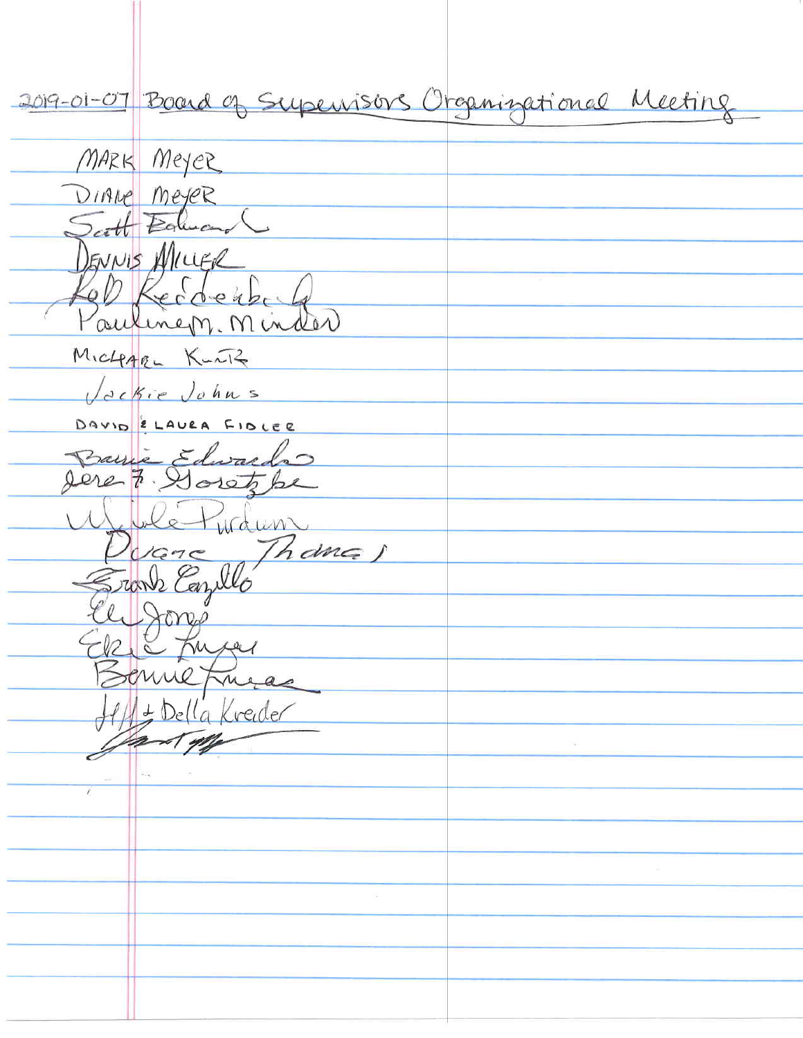2019-01-07 Board of Supervisors Organizational Meeting

MARK MEYER

DIANE MEYER

Scott Edward

DENNIS MILLER

Rod Reifenberg

Pauline M. Minder

MICHAEL KURTZ

Jackie Johns

DAVID & LAURA FIDLER

Barrie Edwards

Jere F. Goretzke

Merle Purdum

Duane Thomas

Frank Cozzillo

Ed Jones

Eric Lucas

Bonnie Lucas

Jeff & Della Kreider

[signature]